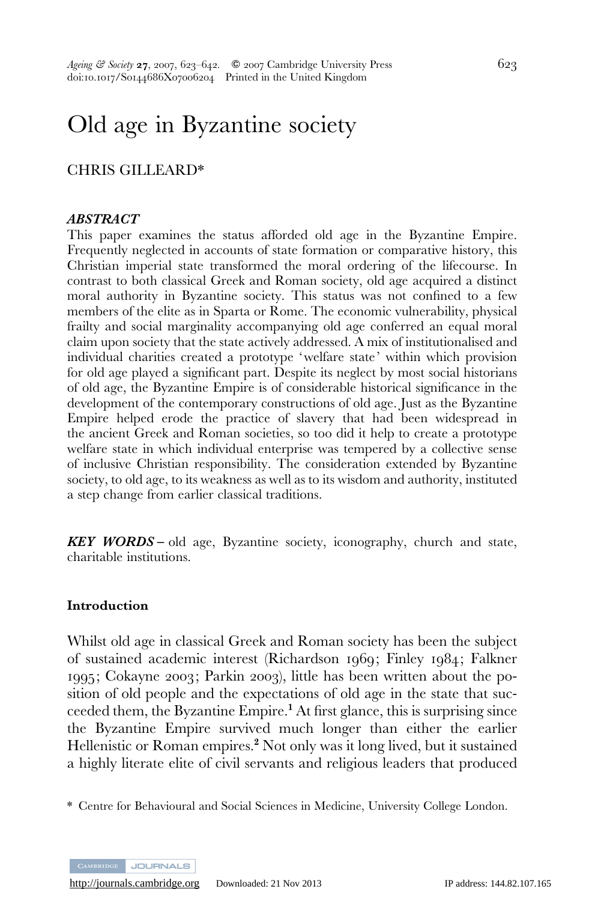# Old age in Byzantine society

CHRIS GILLEARD*

***ABSTRACT***

This paper examines the status afforded old age in the Byzantine Empire. Frequently neglected in accounts of state formation or comparative history, this Christian imperial state transformed the moral ordering of the lifecourse. In contrast to both classical Greek and Roman society, old age acquired a distinct moral authority in Byzantine society. This status was not confined to a few members of the elite as in Sparta or Rome. The economic vulnerability, physical frailty and social marginality accompanying old age conferred an equal moral claim upon society that the state actively addressed. A mix of institutionalised and individual charities created a prototype 'welfare state' within which provision for old age played a significant part. Despite its neglect by most social historians of old age, the Byzantine Empire is of considerable historical significance in the development of the contemporary constructions of old age. Just as the Byzantine Empire helped erode the practice of slavery that had been widespread in the ancient Greek and Roman societies, so too did it help to create a prototype welfare state in which individual enterprise was tempered by a collective sense of inclusive Christian responsibility. The consideration extended by Byzantine society, to old age, to its weakness as well as to its wisdom and authority, instituted a step change from earlier classical traditions.

***KEY WORDS*** – old age, Byzantine society, iconography, church and state, charitable institutions.

## Introduction

Whilst old age in classical Greek and Roman society has been the subject of sustained academic interest (Richardson 1969; Finley 1984; Falkner 1995; Cokayne 2003; Parkin 2003), little has been written about the position of old people and the expectations of old age in the state that succeeded them, the Byzantine Empire.[1] At first glance, this is surprising since the Byzantine Empire survived much longer than either the earlier Hellenistic or Roman empires.[2] Not only was it long lived, but it sustained a highly literate elite of civil servants and religious leaders that produced

\* Centre for Behavioural and Social Sciences in Medicine, University College London.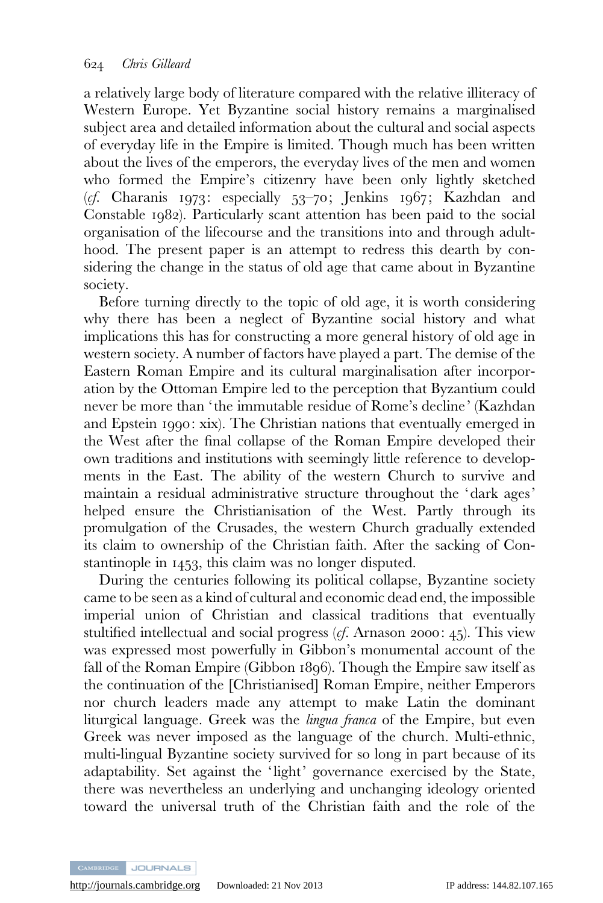a relatively large body of literature compared with the relative illiteracy of Western Europe. Yet Byzantine social history remains a marginalised subject area and detailed information about the cultural and social aspects of everyday life in the Empire is limited. Though much has been written about the lives of the emperors, the everyday lives of the men and women who formed the Empire's citizenry have been only lightly sketched (*cf.* Charanis 1973: especially 53–70; Jenkins 1967; Kazhdan and Constable 1982). Particularly scant attention has been paid to the social organisation of the lifecourse and the transitions into and through adulthood. The present paper is an attempt to redress this dearth by considering the change in the status of old age that came about in Byzantine society.

Before turning directly to the topic of old age, it is worth considering why there has been a neglect of Byzantine social history and what implications this has for constructing a more general history of old age in western society. A number of factors have played a part. The demise of the Eastern Roman Empire and its cultural marginalisation after incorporation by the Ottoman Empire led to the perception that Byzantium could never be more than 'the immutable residue of Rome's decline' (Kazhdan and Epstein 1990: xix). The Christian nations that eventually emerged in the West after the final collapse of the Roman Empire developed their own traditions and institutions with seemingly little reference to developments in the East. The ability of the western Church to survive and maintain a residual administrative structure throughout the 'dark ages' helped ensure the Christianisation of the West. Partly through its promulgation of the Crusades, the western Church gradually extended its claim to ownership of the Christian faith. After the sacking of Constantinople in 1453, this claim was no longer disputed.

During the centuries following its political collapse, Byzantine society came to be seen as a kind of cultural and economic dead end, the impossible imperial union of Christian and classical traditions that eventually stultified intellectual and social progress (*cf.* Arnason 2000: 45). This view was expressed most powerfully in Gibbon's monumental account of the fall of the Roman Empire (Gibbon 1896). Though the Empire saw itself as the continuation of the [Christianised] Roman Empire, neither Emperors nor church leaders made any attempt to make Latin the dominant liturgical language. Greek was the *lingua franca* of the Empire, but even Greek was never imposed as the language of the church. Multi-ethnic, multi-lingual Byzantine society survived for so long in part because of its adaptability. Set against the 'light' governance exercised by the State, there was nevertheless an underlying and unchanging ideology oriented toward the universal truth of the Christian faith and the role of the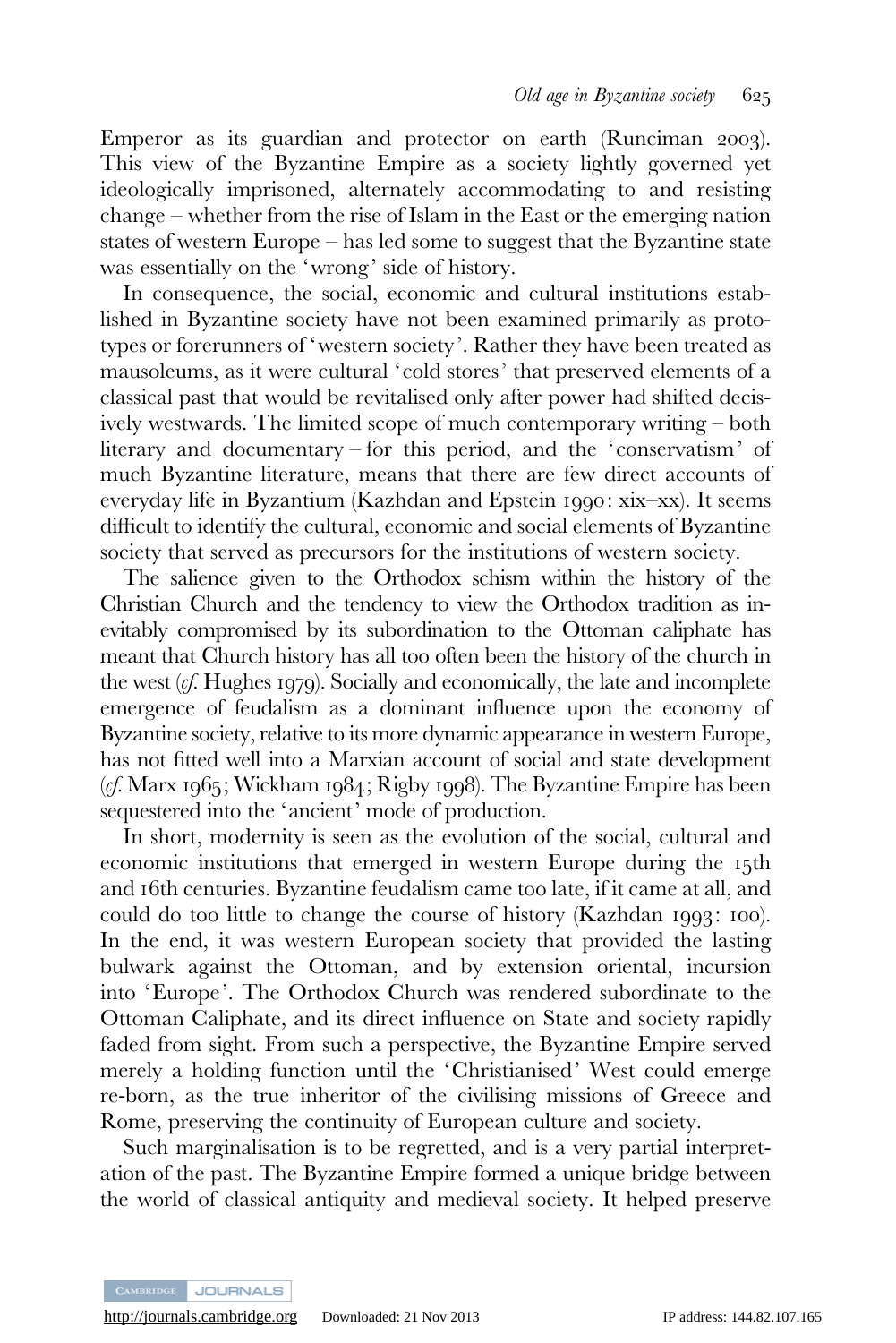Emperor as its guardian and protector on earth (Runciman 2003). This view of the Byzantine Empire as a society lightly governed yet ideologically imprisoned, alternately accommodating to and resisting change – whether from the rise of Islam in the East or the emerging nation states of western Europe – has led some to suggest that the Byzantine state was essentially on the 'wrong' side of history.

In consequence, the social, economic and cultural institutions established in Byzantine society have not been examined primarily as prototypes or forerunners of 'western society'. Rather they have been treated as mausoleums, as it were cultural 'cold stores' that preserved elements of a classical past that would be revitalised only after power had shifted decisively westwards. The limited scope of much contemporary writing – both literary and documentary – for this period, and the 'conservatism' of much Byzantine literature, means that there are few direct accounts of everyday life in Byzantium (Kazhdan and Epstein 1990: xix–xx). It seems difficult to identify the cultural, economic and social elements of Byzantine society that served as precursors for the institutions of western society.

The salience given to the Orthodox schism within the history of the Christian Church and the tendency to view the Orthodox tradition as inevitably compromised by its subordination to the Ottoman caliphate has meant that Church history has all too often been the history of the church in the west (*cf.* Hughes 1979). Socially and economically, the late and incomplete emergence of feudalism as a dominant influence upon the economy of Byzantine society, relative to its more dynamic appearance in western Europe, has not fitted well into a Marxian account of social and state development (*cf.* Marx 1965; Wickham 1984; Rigby 1998). The Byzantine Empire has been sequestered into the 'ancient' mode of production.

In short, modernity is seen as the evolution of the social, cultural and economic institutions that emerged in western Europe during the 15th and 16th centuries. Byzantine feudalism came too late, if it came at all, and could do too little to change the course of history (Kazhdan 1993: 100). In the end, it was western European society that provided the lasting bulwark against the Ottoman, and by extension oriental, incursion into 'Europe'. The Orthodox Church was rendered subordinate to the Ottoman Caliphate, and its direct influence on State and society rapidly faded from sight. From such a perspective, the Byzantine Empire served merely a holding function until the 'Christianised' West could emerge re-born, as the true inheritor of the civilising missions of Greece and Rome, preserving the continuity of European culture and society.

Such marginalisation is to be regretted, and is a very partial interpretation of the past. The Byzantine Empire formed a unique bridge between the world of classical antiquity and medieval society. It helped preserve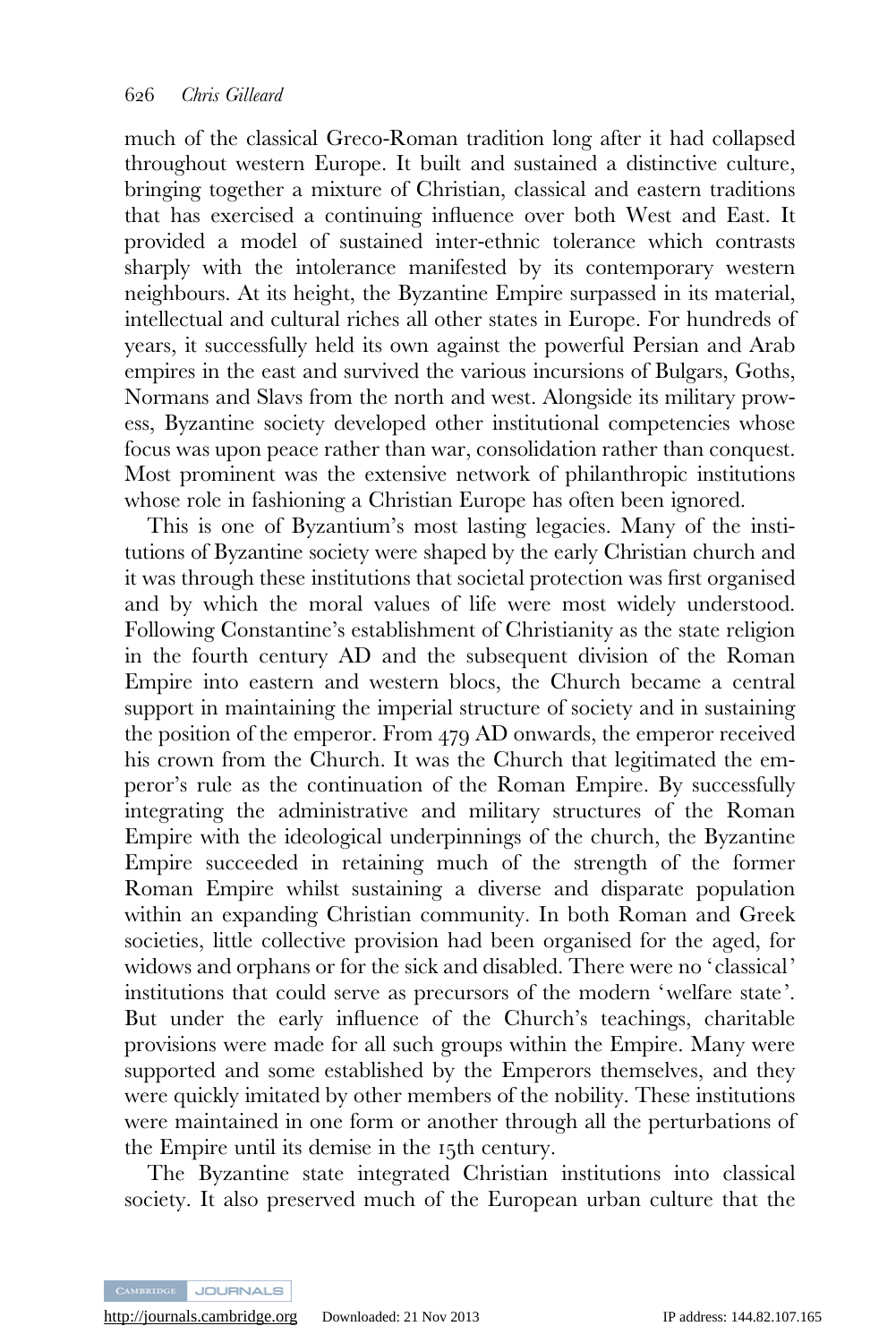much of the classical Greco-Roman tradition long after it had collapsed throughout western Europe. It built and sustained a distinctive culture, bringing together a mixture of Christian, classical and eastern traditions that has exercised a continuing influence over both West and East. It provided a model of sustained inter-ethnic tolerance which contrasts sharply with the intolerance manifested by its contemporary western neighbours. At its height, the Byzantine Empire surpassed in its material, intellectual and cultural riches all other states in Europe. For hundreds of years, it successfully held its own against the powerful Persian and Arab empires in the east and survived the various incursions of Bulgars, Goths, Normans and Slavs from the north and west. Alongside its military prowess, Byzantine society developed other institutional competencies whose focus was upon peace rather than war, consolidation rather than conquest. Most prominent was the extensive network of philanthropic institutions whose role in fashioning a Christian Europe has often been ignored.

This is one of Byzantium's most lasting legacies. Many of the institutions of Byzantine society were shaped by the early Christian church and it was through these institutions that societal protection was first organised and by which the moral values of life were most widely understood. Following Constantine's establishment of Christianity as the state religion in the fourth century AD and the subsequent division of the Roman Empire into eastern and western blocs, the Church became a central support in maintaining the imperial structure of society and in sustaining the position of the emperor. From 479 AD onwards, the emperor received his crown from the Church. It was the Church that legitimated the emperor's rule as the continuation of the Roman Empire. By successfully integrating the administrative and military structures of the Roman Empire with the ideological underpinnings of the church, the Byzantine Empire succeeded in retaining much of the strength of the former Roman Empire whilst sustaining a diverse and disparate population within an expanding Christian community. In both Roman and Greek societies, little collective provision had been organised for the aged, for widows and orphans or for the sick and disabled. There were no 'classical' institutions that could serve as precursors of the modern 'welfare state'. But under the early influence of the Church's teachings, charitable provisions were made for all such groups within the Empire. Many were supported and some established by the Emperors themselves, and they were quickly imitated by other members of the nobility. These institutions were maintained in one form or another through all the perturbations of the Empire until its demise in the 15th century.

The Byzantine state integrated Christian institutions into classical society. It also preserved much of the European urban culture that the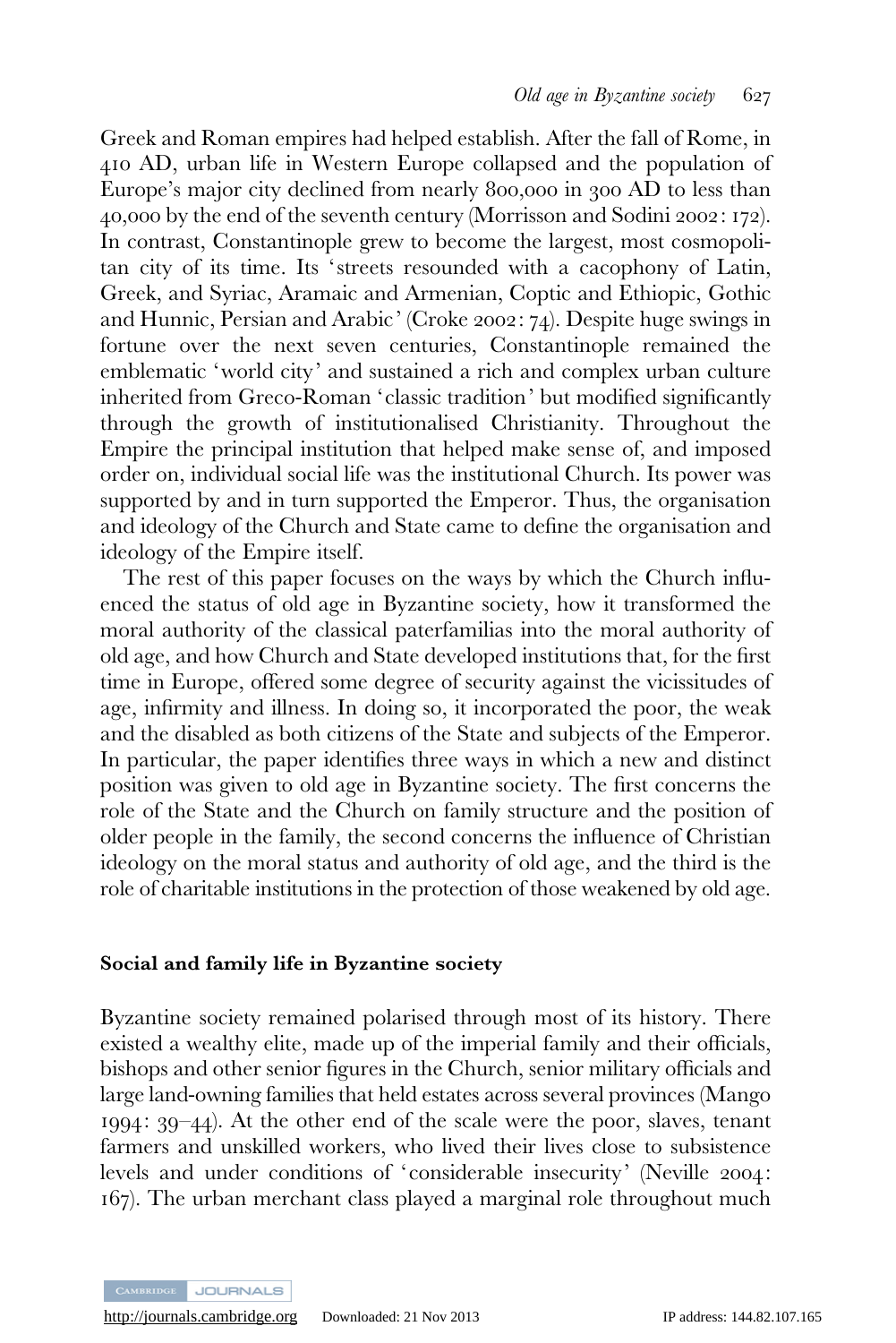Greek and Roman empires had helped establish. After the fall of Rome, in 410 AD, urban life in Western Europe collapsed and the population of Europe's major city declined from nearly 800,000 in 300 AD to less than 40,000 by the end of the seventh century (Morrisson and Sodini 2002: 172). In contrast, Constantinople grew to become the largest, most cosmopolitan city of its time. Its 'streets resounded with a cacophony of Latin, Greek, and Syriac, Aramaic and Armenian, Coptic and Ethiopic, Gothic and Hunnic, Persian and Arabic' (Croke 2002: 74). Despite huge swings in fortune over the next seven centuries, Constantinople remained the emblematic 'world city' and sustained a rich and complex urban culture inherited from Greco-Roman 'classic tradition' but modified significantly through the growth of institutionalised Christianity. Throughout the Empire the principal institution that helped make sense of, and imposed order on, individual social life was the institutional Church. Its power was supported by and in turn supported the Emperor. Thus, the organisation and ideology of the Church and State came to define the organisation and ideology of the Empire itself.

The rest of this paper focuses on the ways by which the Church influenced the status of old age in Byzantine society, how it transformed the moral authority of the classical paterfamilias into the moral authority of old age, and how Church and State developed institutions that, for the first time in Europe, offered some degree of security against the vicissitudes of age, infirmity and illness. In doing so, it incorporated the poor, the weak and the disabled as both citizens of the State and subjects of the Emperor. In particular, the paper identifies three ways in which a new and distinct position was given to old age in Byzantine society. The first concerns the role of the State and the Church on family structure and the position of older people in the family, the second concerns the influence of Christian ideology on the moral status and authority of old age, and the third is the role of charitable institutions in the protection of those weakened by old age.

## Social and family life in Byzantine society

Byzantine society remained polarised through most of its history. There existed a wealthy elite, made up of the imperial family and their officials, bishops and other senior figures in the Church, senior military officials and large land-owning families that held estates across several provinces (Mango 1994: 39–44). At the other end of the scale were the poor, slaves, tenant farmers and unskilled workers, who lived their lives close to subsistence levels and under conditions of 'considerable insecurity' (Neville 2004: 167). The urban merchant class played a marginal role throughout much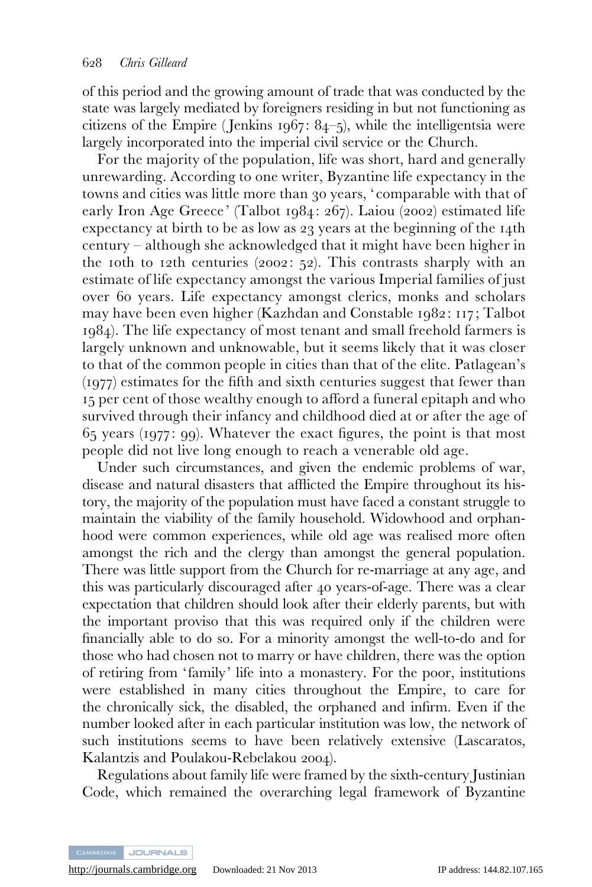of this period and the growing amount of trade that was conducted by the state was largely mediated by foreigners residing in but not functioning as citizens of the Empire (Jenkins 1967: 84–5), while the intelligentsia were largely incorporated into the imperial civil service or the Church.

For the majority of the population, life was short, hard and generally unrewarding. According to one writer, Byzantine life expectancy in the towns and cities was little more than 30 years, 'comparable with that of early Iron Age Greece' (Talbot 1984: 267). Laiou (2002) estimated life expectancy at birth to be as low as 23 years at the beginning of the 14th century – although she acknowledged that it might have been higher in the 10th to 12th centuries (2002: 52). This contrasts sharply with an estimate of life expectancy amongst the various Imperial families of just over 60 years. Life expectancy amongst clerics, monks and scholars may have been even higher (Kazhdan and Constable 1982: 117; Talbot 1984). The life expectancy of most tenant and small freehold farmers is largely unknown and unknowable, but it seems likely that it was closer to that of the common people in cities than that of the elite. Patlagean's (1977) estimates for the fifth and sixth centuries suggest that fewer than 15 per cent of those wealthy enough to afford a funeral epitaph and who survived through their infancy and childhood died at or after the age of 65 years (1977: 99). Whatever the exact figures, the point is that most people did not live long enough to reach a venerable old age.

Under such circumstances, and given the endemic problems of war, disease and natural disasters that afflicted the Empire throughout its history, the majority of the population must have faced a constant struggle to maintain the viability of the family household. Widowhood and orphanhood were common experiences, while old age was realised more often amongst the rich and the clergy than amongst the general population. There was little support from the Church for re-marriage at any age, and this was particularly discouraged after 40 years-of-age. There was a clear expectation that children should look after their elderly parents, but with the important proviso that this was required only if the children were financially able to do so. For a minority amongst the well-to-do and for those who had chosen not to marry or have children, there was the option of retiring from 'family' life into a monastery. For the poor, institutions were established in many cities throughout the Empire, to care for the chronically sick, the disabled, the orphaned and infirm. Even if the number looked after in each particular institution was low, the network of such institutions seems to have been relatively extensive (Lascaratos, Kalantzis and Poulakou-Rebelakou 2004).

Regulations about family life were framed by the sixth-century Justinian Code, which remained the overarching legal framework of Byzantine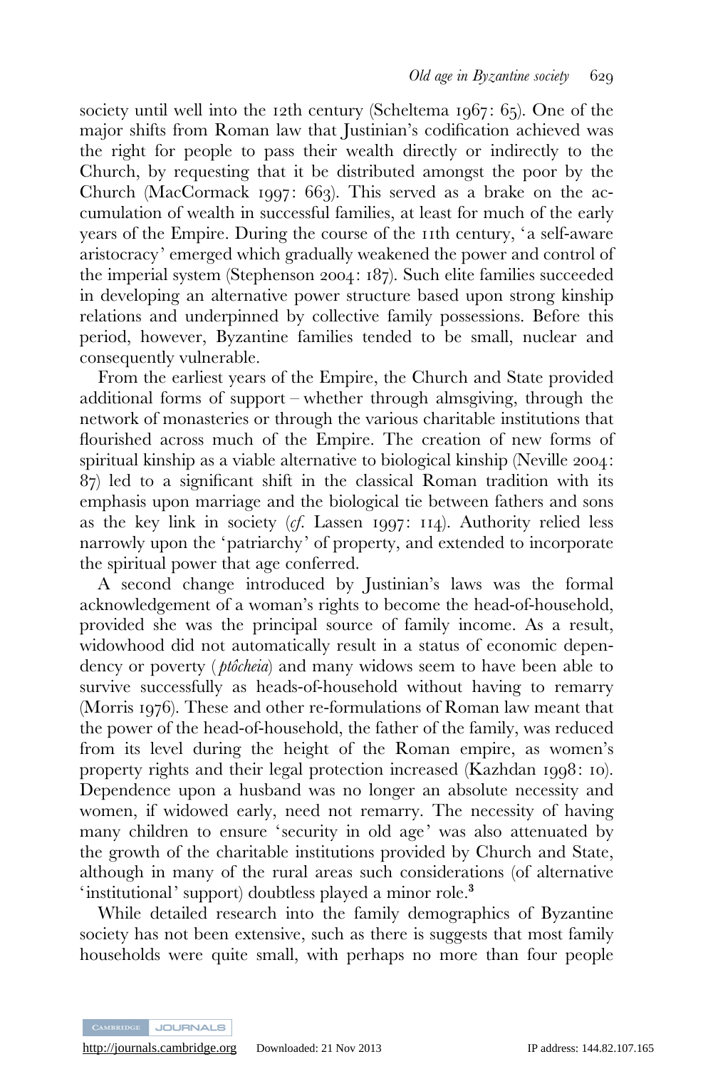society until well into the 12th century (Scheltema 1967: 65). One of the major shifts from Roman law that Justinian's codification achieved was the right for people to pass their wealth directly or indirectly to the Church, by requesting that it be distributed amongst the poor by the Church (MacCormack 1997: 663). This served as a brake on the accumulation of wealth in successful families, at least for much of the early years of the Empire. During the course of the 11th century, 'a self-aware aristocracy' emerged which gradually weakened the power and control of the imperial system (Stephenson 2004: 187). Such elite families succeeded in developing an alternative power structure based upon strong kinship relations and underpinned by collective family possessions. Before this period, however, Byzantine families tended to be small, nuclear and consequently vulnerable.

From the earliest years of the Empire, the Church and State provided additional forms of support – whether through almsgiving, through the network of monasteries or through the various charitable institutions that flourished across much of the Empire. The creation of new forms of spiritual kinship as a viable alternative to biological kinship (Neville 2004: 87) led to a significant shift in the classical Roman tradition with its emphasis upon marriage and the biological tie between fathers and sons as the key link in society (*cf.* Lassen 1997: 114). Authority relied less narrowly upon the 'patriarchy' of property, and extended to incorporate the spiritual power that age conferred.

A second change introduced by Justinian's laws was the formal acknowledgement of a woman's rights to become the head-of-household, provided she was the principal source of family income. As a result, widowhood did not automatically result in a status of economic dependency or poverty (*ptôcheia*) and many widows seem to have been able to survive successfully as heads-of-household without having to remarry (Morris 1976). These and other re-formulations of Roman law meant that the power of the head-of-household, the father of the family, was reduced from its level during the height of the Roman empire, as women's property rights and their legal protection increased (Kazhdan 1998: 10). Dependence upon a husband was no longer an absolute necessity and women, if widowed early, need not remarry. The necessity of having many children to ensure 'security in old age' was also attenuated by the growth of the charitable institutions provided by Church and State, although in many of the rural areas such considerations (of alternative 'institutional' support) doubtless played a minor role.[3]

While detailed research into the family demographics of Byzantine society has not been extensive, such as there is suggests that most family households were quite small, with perhaps no more than four people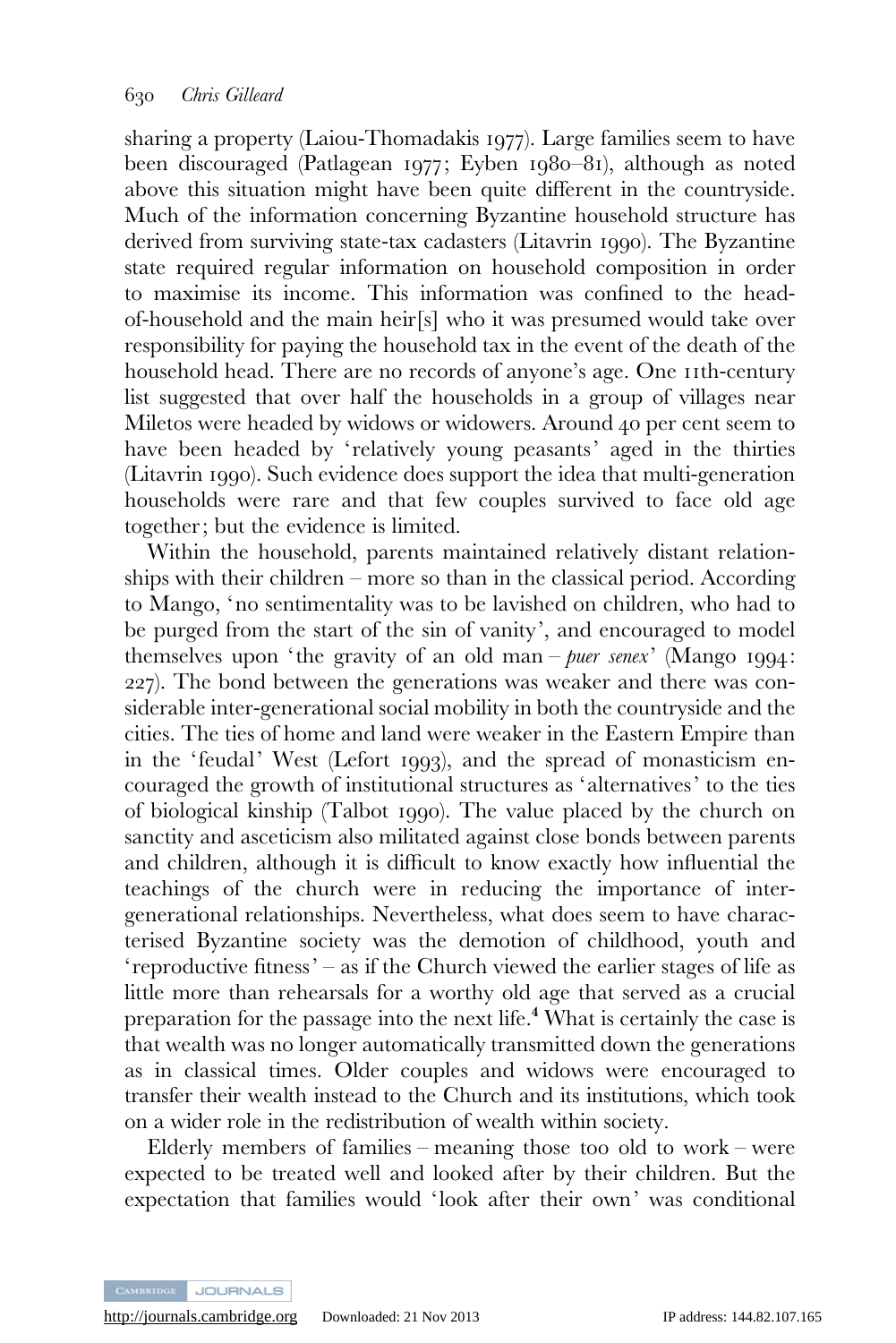sharing a property (Laiou-Thomadakis 1977). Large families seem to have been discouraged (Patlagean 1977; Eyben 1980–81), although as noted above this situation might have been quite different in the countryside. Much of the information concerning Byzantine household structure has derived from surviving state-tax cadasters (Litavrin 1990). The Byzantine state required regular information on household composition in order to maximise its income. This information was confined to the head-of-household and the main heir[s] who it was presumed would take over responsibility for paying the household tax in the event of the death of the household head. There are no records of anyone's age. One 11th-century list suggested that over half the households in a group of villages near Miletos were headed by widows or widowers. Around 40 per cent seem to have been headed by 'relatively young peasants' aged in the thirties (Litavrin 1990). Such evidence does support the idea that multi-generation households were rare and that few couples survived to face old age together; but the evidence is limited.

Within the household, parents maintained relatively distant relationships with their children – more so than in the classical period. According to Mango, 'no sentimentality was to be lavished on children, who had to be purged from the start of the sin of vanity', and encouraged to model themselves upon 'the gravity of an old man – *puer senex*' (Mango 1994: 227). The bond between the generations was weaker and there was considerable inter-generational social mobility in both the countryside and the cities. The ties of home and land were weaker in the Eastern Empire than in the 'feudal' West (Lefort 1993), and the spread of monasticism encouraged the growth of institutional structures as 'alternatives' to the ties of biological kinship (Talbot 1990). The value placed by the church on sanctity and asceticism also militated against close bonds between parents and children, although it is difficult to know exactly how influential the teachings of the church were in reducing the importance of inter-generational relationships. Nevertheless, what does seem to have characterised Byzantine society was the demotion of childhood, youth and 'reproductive fitness' – as if the Church viewed the earlier stages of life as little more than rehearsals for a worthy old age that served as a crucial preparation for the passage into the next life.[4] What is certainly the case is that wealth was no longer automatically transmitted down the generations as in classical times. Older couples and widows were encouraged to transfer their wealth instead to the Church and its institutions, which took on a wider role in the redistribution of wealth within society.

Elderly members of families – meaning those too old to work – were expected to be treated well and looked after by their children. But the expectation that families would 'look after their own' was conditional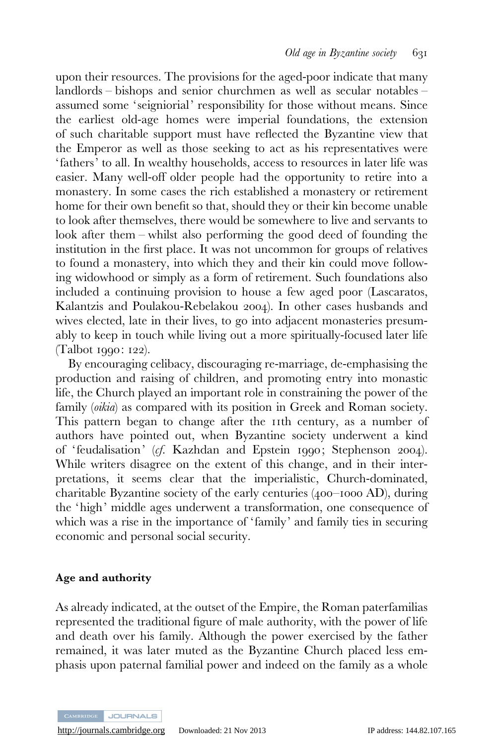upon their resources. The provisions for the aged-poor indicate that many landlords – bishops and senior churchmen as well as secular notables – assumed some 'seigniorial' responsibility for those without means. Since the earliest old-age homes were imperial foundations, the extension of such charitable support must have reflected the Byzantine view that the Emperor as well as those seeking to act as his representatives were 'fathers' to all. In wealthy households, access to resources in later life was easier. Many well-off older people had the opportunity to retire into a monastery. In some cases the rich established a monastery or retirement home for their own benefit so that, should they or their kin become unable to look after themselves, there would be somewhere to live and servants to look after them – whilst also performing the good deed of founding the institution in the first place. It was not uncommon for groups of relatives to found a monastery, into which they and their kin could move following widowhood or simply as a form of retirement. Such foundations also included a continuing provision to house a few aged poor (Lascaratos, Kalantzis and Poulakou-Rebelakou 2004). In other cases husbands and wives elected, late in their lives, to go into adjacent monasteries presumably to keep in touch while living out a more spiritually-focused later life (Talbot 1990: 122).

By encouraging celibacy, discouraging re-marriage, de-emphasising the production and raising of children, and promoting entry into monastic life, the Church played an important role in constraining the power of the family (*oikia*) as compared with its position in Greek and Roman society. This pattern began to change after the 11th century, as a number of authors have pointed out, when Byzantine society underwent a kind of 'feudalisation' (*cf.* Kazhdan and Epstein 1990; Stephenson 2004). While writers disagree on the extent of this change, and in their interpretations, it seems clear that the imperialistic, Church-dominated, charitable Byzantine society of the early centuries (400–1000 AD), during the 'high' middle ages underwent a transformation, one consequence of which was a rise in the importance of 'family' and family ties in securing economic and personal social security.

### Age and authority

As already indicated, at the outset of the Empire, the Roman paterfamilias represented the traditional figure of male authority, with the power of life and death over his family. Although the power exercised by the father remained, it was later muted as the Byzantine Church placed less emphasis upon paternal familial power and indeed on the family as a whole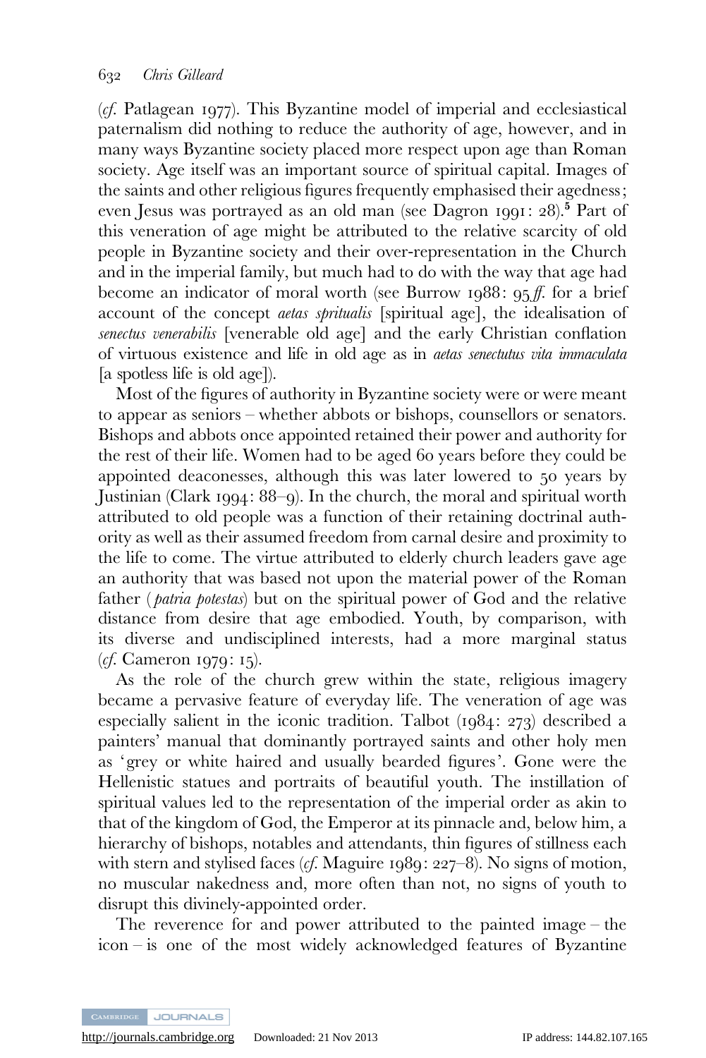(*cf.* Patlagean 1977). This Byzantine model of imperial and ecclesiastical paternalism did nothing to reduce the authority of age, however, and in many ways Byzantine society placed more respect upon age than Roman society. Age itself was an important source of spiritual capital. Images of the saints and other religious figures frequently emphasised their agedness; even Jesus was portrayed as an old man (see Dagron 1991: 28).[5] Part of this veneration of age might be attributed to the relative scarcity of old people in Byzantine society and their over-representation in the Church and in the imperial family, but much had to do with the way that age had become an indicator of moral worth (see Burrow 1988: 95 *ff*. for a brief account of the concept *aetas spritualis* [spiritual age], the idealisation of *senectus venerabilis* [venerable old age] and the early Christian conflation of virtuous existence and life in old age as in *aetas senectutus vita immaculata* [a spotless life is old age]).

Most of the figures of authority in Byzantine society were or were meant to appear as seniors – whether abbots or bishops, counsellors or senators. Bishops and abbots once appointed retained their power and authority for the rest of their life. Women had to be aged 60 years before they could be appointed deaconesses, although this was later lowered to 50 years by Justinian (Clark 1994: 88–9). In the church, the moral and spiritual worth attributed to old people was a function of their retaining doctrinal authority as well as their assumed freedom from carnal desire and proximity to the life to come. The virtue attributed to elderly church leaders gave age an authority that was based not upon the material power of the Roman father (*patria potestas*) but on the spiritual power of God and the relative distance from desire that age embodied. Youth, by comparison, with its diverse and undisciplined interests, had a more marginal status (*cf.* Cameron 1979: 15).

As the role of the church grew within the state, religious imagery became a pervasive feature of everyday life. The veneration of age was especially salient in the iconic tradition. Talbot (1984: 273) described a painters' manual that dominantly portrayed saints and other holy men as 'grey or white haired and usually bearded figures'. Gone were the Hellenistic statues and portraits of beautiful youth. The instillation of spiritual values led to the representation of the imperial order as akin to that of the kingdom of God, the Emperor at its pinnacle and, below him, a hierarchy of bishops, notables and attendants, thin figures of stillness each with stern and stylised faces (*cf.* Maguire 1989: 227–8). No signs of motion, no muscular nakedness and, more often than not, no signs of youth to disrupt this divinely-appointed order.

The reverence for and power attributed to the painted image – the icon – is one of the most widely acknowledged features of Byzantine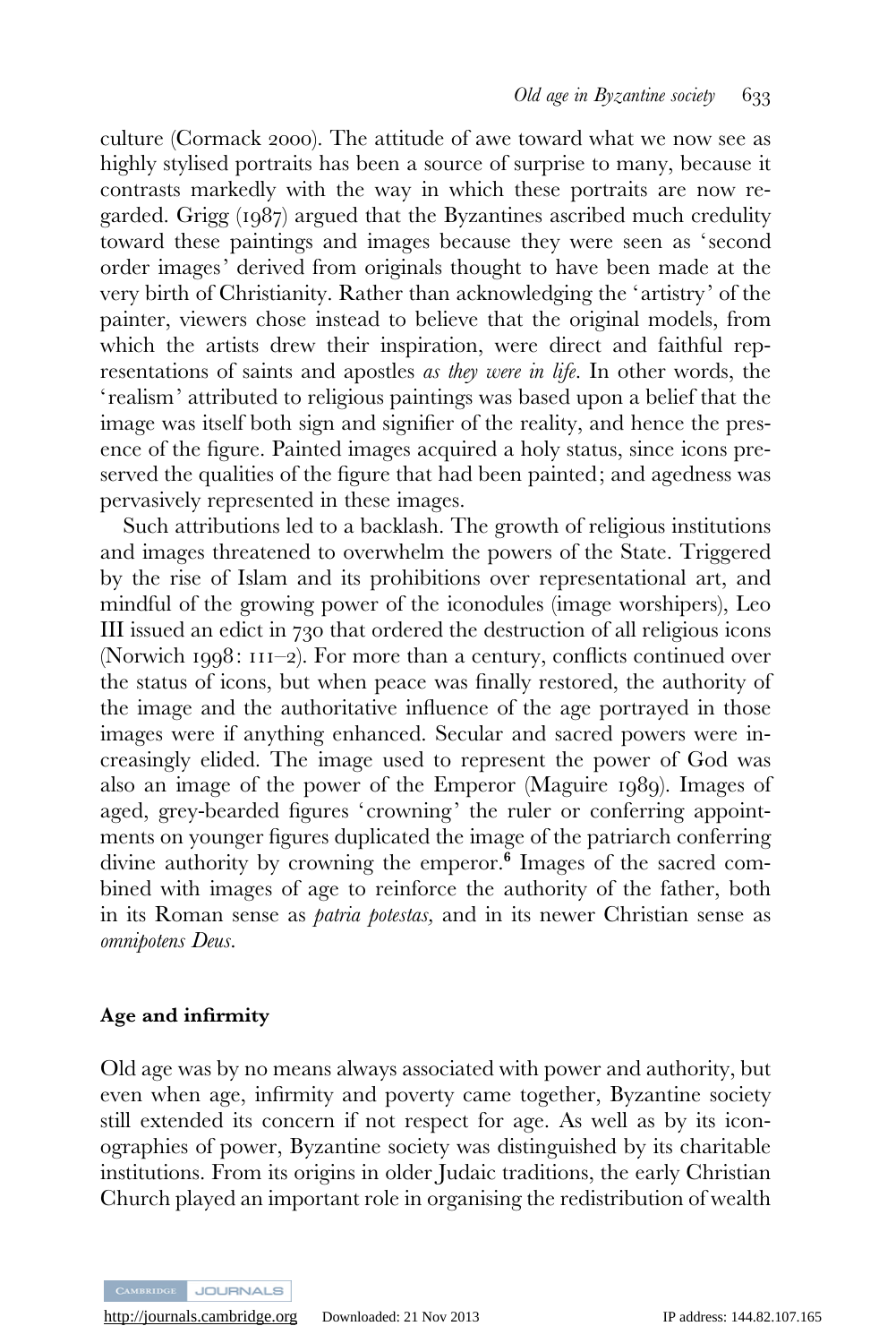culture (Cormack 2000). The attitude of awe toward what we now see as highly stylised portraits has been a source of surprise to many, because it contrasts markedly with the way in which these portraits are now regarded. Grigg (1987) argued that the Byzantines ascribed much credulity toward these paintings and images because they were seen as 'second order images' derived from originals thought to have been made at the very birth of Christianity. Rather than acknowledging the 'artistry' of the painter, viewers chose instead to believe that the original models, from which the artists drew their inspiration, were direct and faithful representations of saints and apostles *as they were in life*. In other words, the 'realism' attributed to religious paintings was based upon a belief that the image was itself both sign and signifier of the reality, and hence the presence of the figure. Painted images acquired a holy status, since icons preserved the qualities of the figure that had been painted; and agedness was pervasively represented in these images.

Such attributions led to a backlash. The growth of religious institutions and images threatened to overwhelm the powers of the State. Triggered by the rise of Islam and its prohibitions over representational art, and mindful of the growing power of the iconodules (image worshipers), Leo III issued an edict in 730 that ordered the destruction of all religious icons (Norwich 1998: 111–2). For more than a century, conflicts continued over the status of icons, but when peace was finally restored, the authority of the image and the authoritative influence of the age portrayed in those images were if anything enhanced. Secular and sacred powers were increasingly elided. The image used to represent the power of God was also an image of the power of the Emperor (Maguire 1989). Images of aged, grey-bearded figures 'crowning' the ruler or conferring appointments on younger figures duplicated the image of the patriarch conferring divine authority by crowning the emperor.[6] Images of the sacred combined with images of age to reinforce the authority of the father, both in its Roman sense as *patria potestas*, and in its newer Christian sense as *omnipotens Deus*.

## Age and infirmity

Old age was by no means always associated with power and authority, but even when age, infirmity and poverty came together, Byzantine society still extended its concern if not respect for age. As well as by its iconographies of power, Byzantine society was distinguished by its charitable institutions. From its origins in older Judaic traditions, the early Christian Church played an important role in organising the redistribution of wealth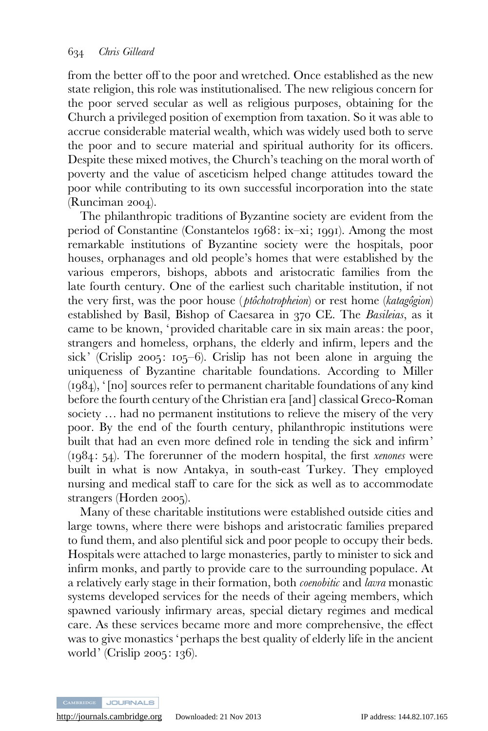from the better off to the poor and wretched. Once established as the new state religion, this role was institutionalised. The new religious concern for the poor served secular as well as religious purposes, obtaining for the Church a privileged position of exemption from taxation. So it was able to accrue considerable material wealth, which was widely used both to serve the poor and to secure material and spiritual authority for its officers. Despite these mixed motives, the Church's teaching on the moral worth of poverty and the value of asceticism helped change attitudes toward the poor while contributing to its own successful incorporation into the state (Runciman 2004).

The philanthropic traditions of Byzantine society are evident from the period of Constantine (Constantelos 1968: ix–xi; 1991). Among the most remarkable institutions of Byzantine society were the hospitals, poor houses, orphanages and old people's homes that were established by the various emperors, bishops, abbots and aristocratic families from the late fourth century. One of the earliest such charitable institution, if not the very first, was the poor house (*ptôchotropheion*) or rest home (*katagôgion*) established by Basil, Bishop of Caesarea in 370 CE. The *Basileias*, as it came to be known, 'provided charitable care in six main areas: the poor, strangers and homeless, orphans, the elderly and infirm, lepers and the sick' (Crislip 2005: 105–6). Crislip has not been alone in arguing the uniqueness of Byzantine charitable foundations. According to Miller (1984), '[no] sources refer to permanent charitable foundations of any kind before the fourth century of the Christian era [and] classical Greco-Roman society … had no permanent institutions to relieve the misery of the very poor. By the end of the fourth century, philanthropic institutions were built that had an even more defined role in tending the sick and infirm' (1984: 54). The forerunner of the modern hospital, the first *xenones* were built in what is now Antakya, in south-east Turkey. They employed nursing and medical staff to care for the sick as well as to accommodate strangers (Horden 2005).

Many of these charitable institutions were established outside cities and large towns, where there were bishops and aristocratic families prepared to fund them, and also plentiful sick and poor people to occupy their beds. Hospitals were attached to large monasteries, partly to minister to sick and infirm monks, and partly to provide care to the surrounding populace. At a relatively early stage in their formation, both *coenobitic* and *lavra* monastic systems developed services for the needs of their ageing members, which spawned variously infirmary areas, special dietary regimes and medical care. As these services became more and more comprehensive, the effect was to give monastics 'perhaps the best quality of elderly life in the ancient world' (Crislip 2005: 136).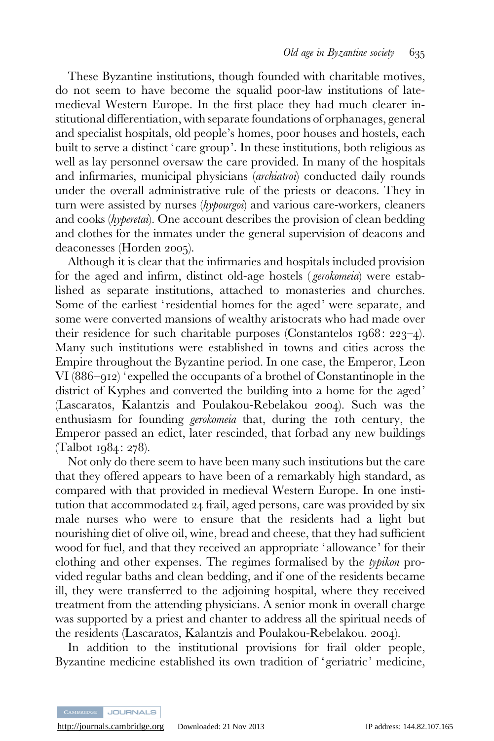These Byzantine institutions, though founded with charitable motives, do not seem to have become the squalid poor-law institutions of late-medieval Western Europe. In the first place they had much clearer institutional differentiation, with separate foundations of orphanages, general and specialist hospitals, old people's homes, poor houses and hostels, each built to serve a distinct 'care group'. In these institutions, both religious as well as lay personnel oversaw the care provided. In many of the hospitals and infirmaries, municipal physicians (*archiatroi*) conducted daily rounds under the overall administrative rule of the priests or deacons. They in turn were assisted by nurses (*hypourgoi*) and various care-workers, cleaners and cooks (*hyperetai*). One account describes the provision of clean bedding and clothes for the inmates under the general supervision of deacons and deaconesses (Horden 2005).

Although it is clear that the infirmaries and hospitals included provision for the aged and infirm, distinct old-age hostels (*gerokomeia*) were established as separate institutions, attached to monasteries and churches. Some of the earliest 'residential homes for the aged' were separate, and some were converted mansions of wealthy aristocrats who had made over their residence for such charitable purposes (Constantelos 1968: 223–4). Many such institutions were established in towns and cities across the Empire throughout the Byzantine period. In one case, the Emperor, Leon VI (886–912) 'expelled the occupants of a brothel of Constantinople in the district of Kyphes and converted the building into a home for the aged' (Lascaratos, Kalantzis and Poulakou-Rebelakou 2004). Such was the enthusiasm for founding *gerokomeia* that, during the 10th century, the Emperor passed an edict, later rescinded, that forbad any new buildings (Talbot 1984: 278).

Not only do there seem to have been many such institutions but the care that they offered appears to have been of a remarkably high standard, as compared with that provided in medieval Western Europe. In one institution that accommodated 24 frail, aged persons, care was provided by six male nurses who were to ensure that the residents had a light but nourishing diet of olive oil, wine, bread and cheese, that they had sufficient wood for fuel, and that they received an appropriate 'allowance' for their clothing and other expenses. The regimes formalised by the *typikon* provided regular baths and clean bedding, and if one of the residents became ill, they were transferred to the adjoining hospital, where they received treatment from the attending physicians. A senior monk in overall charge was supported by a priest and chanter to address all the spiritual needs of the residents (Lascaratos, Kalantzis and Poulakou-Rebelakou. 2004).

In addition to the institutional provisions for frail older people, Byzantine medicine established its own tradition of 'geriatric' medicine,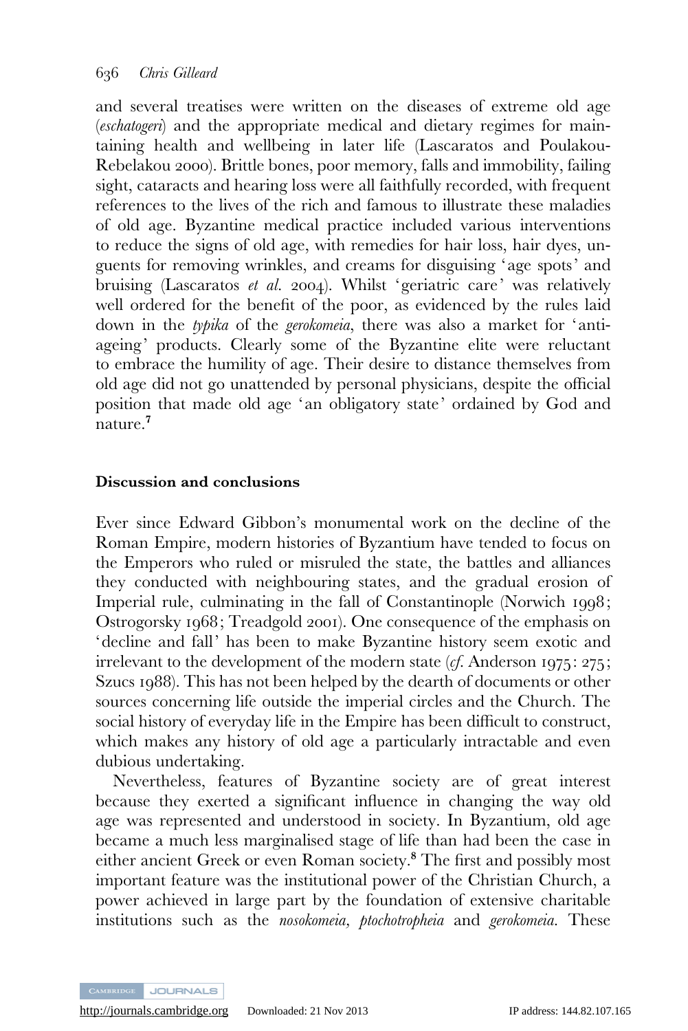and several treatises were written on the diseases of extreme old age (*eschatogeri*) and the appropriate medical and dietary regimes for maintaining health and wellbeing in later life (Lascaratos and Poulakou-Rebelakou 2000). Brittle bones, poor memory, falls and immobility, failing sight, cataracts and hearing loss were all faithfully recorded, with frequent references to the lives of the rich and famous to illustrate these maladies of old age. Byzantine medical practice included various interventions to reduce the signs of old age, with remedies for hair loss, hair dyes, unguents for removing wrinkles, and creams for disguising 'age spots' and bruising (Lascaratos *et al.* 2004). Whilst 'geriatric care' was relatively well ordered for the benefit of the poor, as evidenced by the rules laid down in the *typika* of the *gerokomeia*, there was also a market for 'anti-ageing' products. Clearly some of the Byzantine elite were reluctant to embrace the humility of age. Their desire to distance themselves from old age did not go unattended by personal physicians, despite the official position that made old age 'an obligatory state' ordained by God and nature.[7]

## Discussion and conclusions

Ever since Edward Gibbon's monumental work on the decline of the Roman Empire, modern histories of Byzantium have tended to focus on the Emperors who ruled or misruled the state, the battles and alliances they conducted with neighbouring states, and the gradual erosion of Imperial rule, culminating in the fall of Constantinople (Norwich 1998; Ostrogorsky 1968; Treadgold 2001). One consequence of the emphasis on 'decline and fall' has been to make Byzantine history seem exotic and irrelevant to the development of the modern state (*cf.* Anderson 1975: 275; Szucs 1988). This has not been helped by the dearth of documents or other sources concerning life outside the imperial circles and the Church. The social history of everyday life in the Empire has been difficult to construct, which makes any history of old age a particularly intractable and even dubious undertaking.

Nevertheless, features of Byzantine society are of great interest because they exerted a significant influence in changing the way old age was represented and understood in society. In Byzantium, old age became a much less marginalised stage of life than had been the case in either ancient Greek or even Roman society.[8] The first and possibly most important feature was the institutional power of the Christian Church, a power achieved in large part by the foundation of extensive charitable institutions such as the *nosokomeia*, *ptochotropheia* and *gerokomeia*. These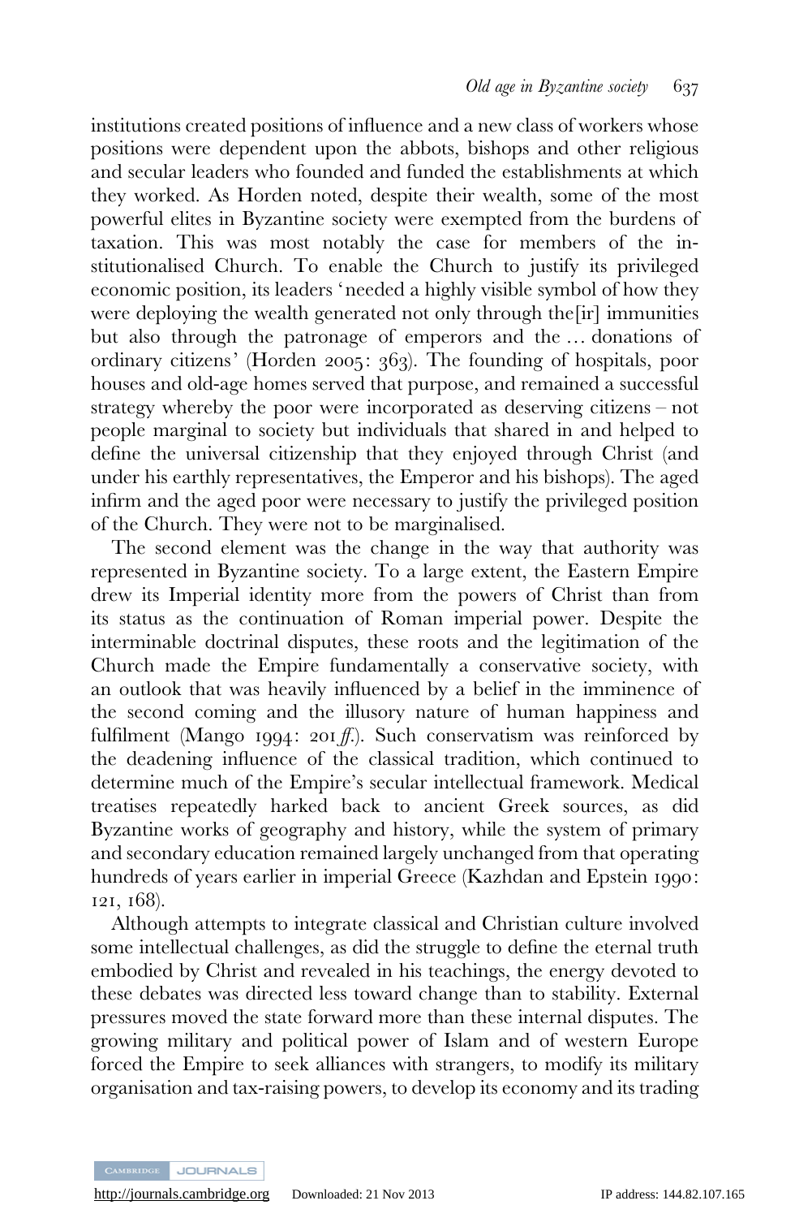institutions created positions of influence and a new class of workers whose positions were dependent upon the abbots, bishops and other religious and secular leaders who founded and funded the establishments at which they worked. As Horden noted, despite their wealth, some of the most powerful elites in Byzantine society were exempted from the burdens of taxation. This was most notably the case for members of the institutionalised Church. To enable the Church to justify its privileged economic position, its leaders 'needed a highly visible symbol of how they were deploying the wealth generated not only through the[ir] immunities but also through the patronage of emperors and the … donations of ordinary citizens' (Horden 2005: 363). The founding of hospitals, poor houses and old-age homes served that purpose, and remained a successful strategy whereby the poor were incorporated as deserving citizens – not people marginal to society but individuals that shared in and helped to define the universal citizenship that they enjoyed through Christ (and under his earthly representatives, the Emperor and his bishops). The aged infirm and the aged poor were necessary to justify the privileged position of the Church. They were not to be marginalised.

The second element was the change in the way that authority was represented in Byzantine society. To a large extent, the Eastern Empire drew its Imperial identity more from the powers of Christ than from its status as the continuation of Roman imperial power. Despite the interminable doctrinal disputes, these roots and the legitimation of the Church made the Empire fundamentally a conservative society, with an outlook that was heavily influenced by a belief in the imminence of the second coming and the illusory nature of human happiness and fulfilment (Mango 1994: 201 *ff.*). Such conservatism was reinforced by the deadening influence of the classical tradition, which continued to determine much of the Empire's secular intellectual framework. Medical treatises repeatedly harked back to ancient Greek sources, as did Byzantine works of geography and history, while the system of primary and secondary education remained largely unchanged from that operating hundreds of years earlier in imperial Greece (Kazhdan and Epstein 1990: 121, 168).

Although attempts to integrate classical and Christian culture involved some intellectual challenges, as did the struggle to define the eternal truth embodied by Christ and revealed in his teachings, the energy devoted to these debates was directed less toward change than to stability. External pressures moved the state forward more than these internal disputes. The growing military and political power of Islam and of western Europe forced the Empire to seek alliances with strangers, to modify its military organisation and tax-raising powers, to develop its economy and its trading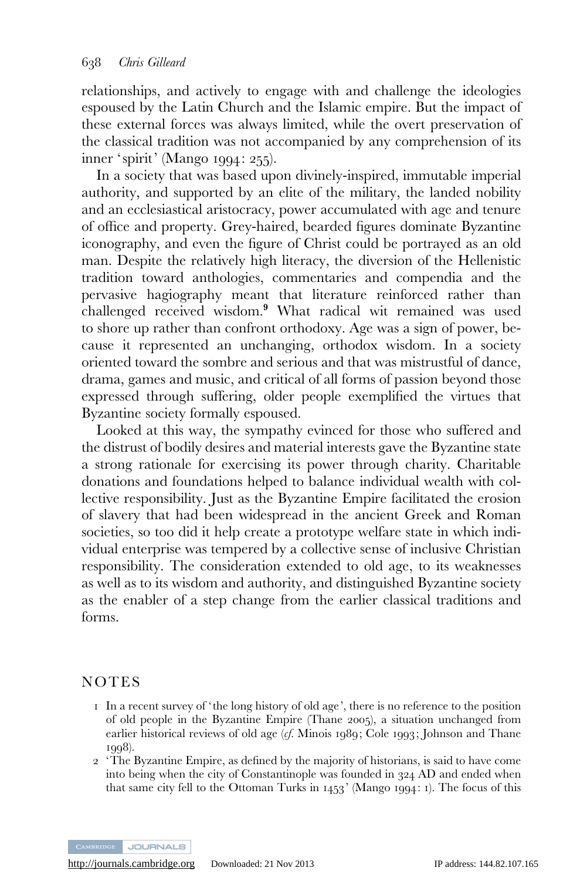relationships, and actively to engage with and challenge the ideologies espoused by the Latin Church and the Islamic empire. But the impact of these external forces was always limited, while the overt preservation of the classical tradition was not accompanied by any comprehension of its inner 'spirit' (Mango 1994: 255).

In a society that was based upon divinely-inspired, immutable imperial authority, and supported by an elite of the military, the landed nobility and an ecclesiastical aristocracy, power accumulated with age and tenure of office and property. Grey-haired, bearded figures dominate Byzantine iconography, and even the figure of Christ could be portrayed as an old man. Despite the relatively high literacy, the diversion of the Hellenistic tradition toward anthologies, commentaries and compendia and the pervasive hagiography meant that literature reinforced rather than challenged received wisdom.[9] What radical wit remained was used to shore up rather than confront orthodoxy. Age was a sign of power, because it represented an unchanging, orthodox wisdom. In a society oriented toward the sombre and serious and that was mistrustful of dance, drama, games and music, and critical of all forms of passion beyond those expressed through suffering, older people exemplified the virtues that Byzantine society formally espoused.

Looked at this way, the sympathy evinced for those who suffered and the distrust of bodily desires and material interests gave the Byzantine state a strong rationale for exercising its power through charity. Charitable donations and foundations helped to balance individual wealth with collective responsibility. Just as the Byzantine Empire facilitated the erosion of slavery that had been widespread in the ancient Greek and Roman societies, so too did it help create a prototype welfare state in which individual enterprise was tempered by a collective sense of inclusive Christian responsibility. The consideration extended to old age, to its weaknesses as well as to its wisdom and authority, and distinguished Byzantine society as the enabler of a step change from the earlier classical traditions and forms.

## NOTES

1 In a recent survey of 'the long history of old age', there is no reference to the position of old people in the Byzantine Empire (Thane 2005), a situation unchanged from earlier historical reviews of old age (*cf.* Minois 1989; Cole 1993; Johnson and Thane 1998).

2 'The Byzantine Empire, as defined by the majority of historians, is said to have come into being when the city of Constantinople was founded in 324 AD and ended when that same city fell to the Ottoman Turks in 1453' (Mango 1994: 1). The focus of this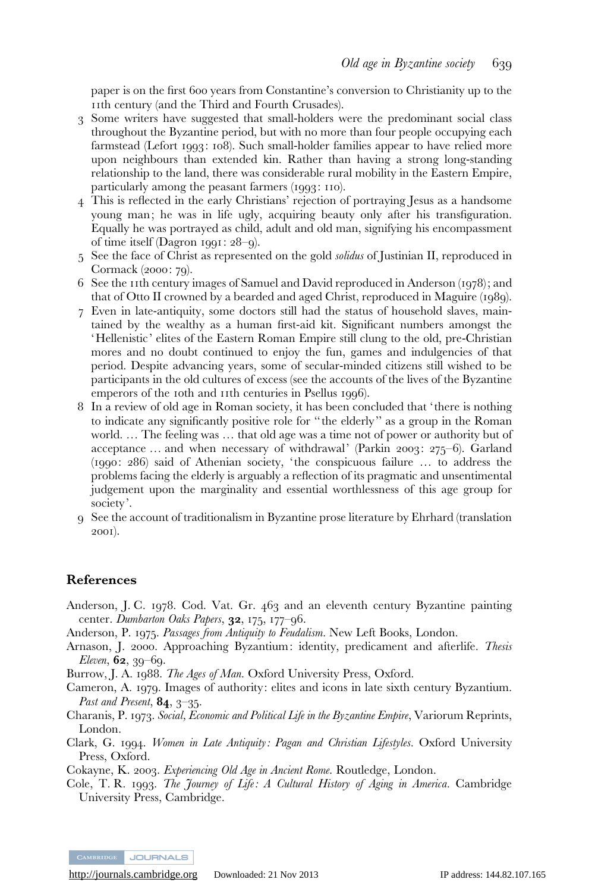paper is on the first 600 years from Constantine's conversion to Christianity up to the 11th century (and the Third and Fourth Crusades).

3 Some writers have suggested that small-holders were the predominant social class throughout the Byzantine period, but with no more than four people occupying each farmstead (Lefort 1993: 108). Such small-holder families appear to have relied more upon neighbours than extended kin. Rather than having a strong long-standing relationship to the land, there was considerable rural mobility in the Eastern Empire, particularly among the peasant farmers (1993: 110).

4 This is reflected in the early Christians' rejection of portraying Jesus as a handsome young man; he was in life ugly, acquiring beauty only after his transfiguration. Equally he was portrayed as child, adult and old man, signifying his encompassment of time itself (Dagron 1991: 28–9).

5 See the face of Christ as represented on the gold *solidus* of Justinian II, reproduced in Cormack (2000: 79).

6 See the 11th century images of Samuel and David reproduced in Anderson (1978); and that of Otto II crowned by a bearded and aged Christ, reproduced in Maguire (1989).

7 Even in late-antiquity, some doctors still had the status of household slaves, maintained by the wealthy as a human first-aid kit. Significant numbers amongst the 'Hellenistic' elites of the Eastern Roman Empire still clung to the old, pre-Christian mores and no doubt continued to enjoy the fun, games and indulgencies of that period. Despite advancing years, some of secular-minded citizens still wished to be participants in the old cultures of excess (see the accounts of the lives of the Byzantine emperors of the 10th and 11th centuries in Psellus 1996).

8 In a review of old age in Roman society, it has been concluded that 'there is nothing to indicate any significantly positive role for "the elderly" as a group in the Roman world. … The feeling was … that old age was a time not of power or authority but of acceptance … and when necessary of withdrawal' (Parkin 2003: 275–6). Garland (1990: 286) said of Athenian society, 'the conspicuous failure … to address the problems facing the elderly is arguably a reflection of its pragmatic and unsentimental judgement upon the marginality and essential worthlessness of this age group for society'.

9 See the account of traditionalism in Byzantine prose literature by Ehrhard (translation 2001).

## References

Anderson, J. C. 1978. Cod. Vat. Gr. 463 and an eleventh century Byzantine painting center. *Dumbarton Oaks Papers*, **32**, 175, 177–96.

Anderson, P. 1975. *Passages from Antiquity to Feudalism*. New Left Books, London.

Arnason, J. 2000. Approaching Byzantium: identity, predicament and afterlife. *Thesis Eleven*, **62**, 39–69.

Burrow, J. A. 1988. *The Ages of Man*. Oxford University Press, Oxford.

Cameron, A. 1979. Images of authority: elites and icons in late sixth century Byzantium. *Past and Present*, **84**, 3–35.

Charanis, P. 1973. *Social, Economic and Political Life in the Byzantine Empire*, Variorum Reprints, London.

Clark, G. 1994. *Women in Late Antiquity: Pagan and Christian Lifestyles*. Oxford University Press, Oxford.

Cokayne, K. 2003. *Experiencing Old Age in Ancient Rome*. Routledge, London.

Cole, T. R. 1993. *The Journey of Life: A Cultural History of Aging in America*. Cambridge University Press, Cambridge.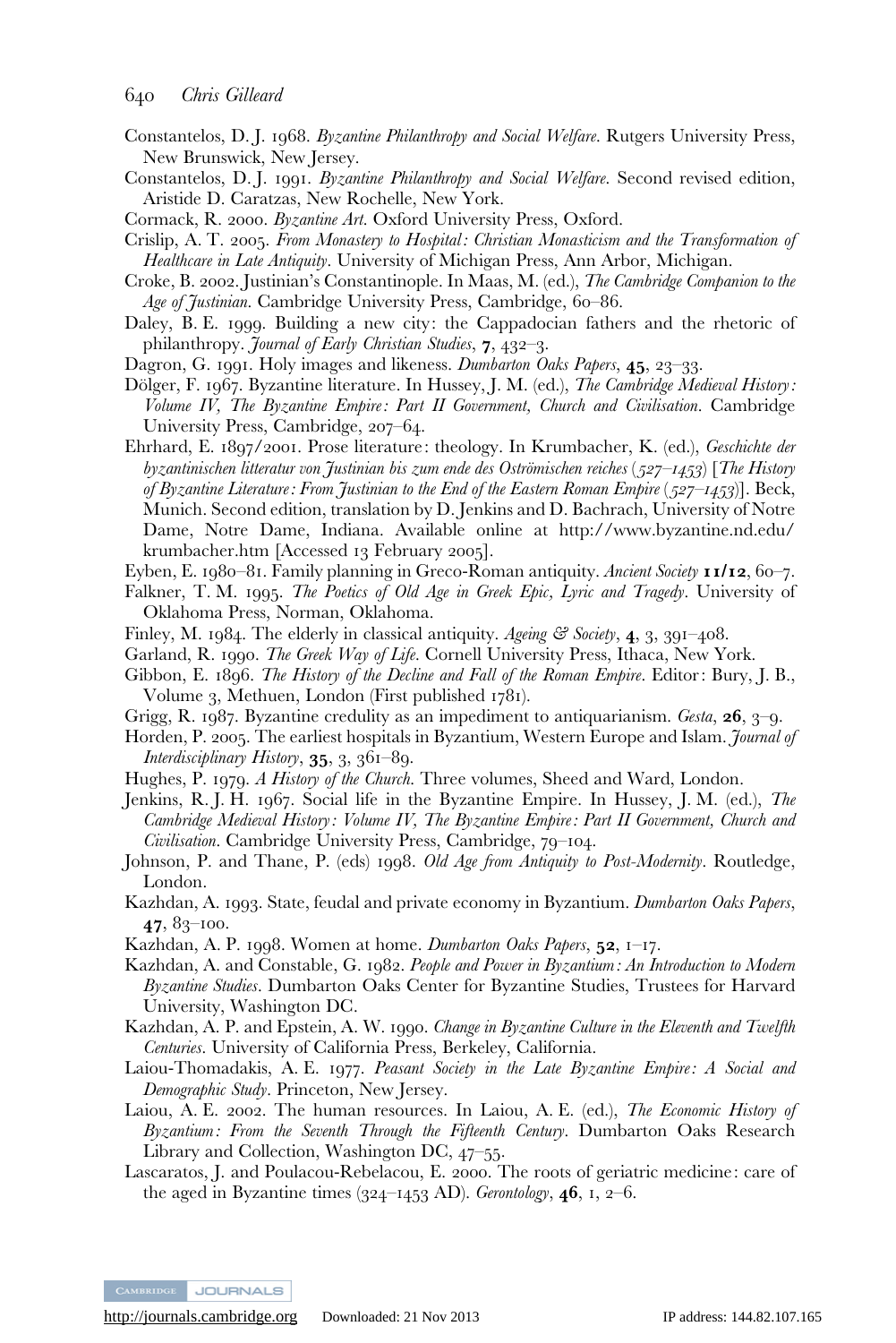Constantelos, D. J. 1968. *Byzantine Philanthropy and Social Welfare*. Rutgers University Press, New Brunswick, New Jersey.

Constantelos, D. J. 1991. *Byzantine Philanthropy and Social Welfare.* Second revised edition, Aristide D. Caratzas, New Rochelle, New York.

Cormack, R. 2000. *Byzantine Art.* Oxford University Press, Oxford.

Crislip, A. T. 2005. *From Monastery to Hospital: Christian Monasticism and the Transformation of Healthcare in Late Antiquity*. University of Michigan Press, Ann Arbor, Michigan.

Croke, B. 2002. Justinian's Constantinople. In Maas, M. (ed.), *The Cambridge Companion to the Age of Justinian.* Cambridge University Press, Cambridge, 60–86.

Daley, B. E. 1999. Building a new city: the Cappadocian fathers and the rhetoric of philanthropy. *Journal of Early Christian Studies*, **7**, 432–3.

Dagron, G. 1991. Holy images and likeness. *Dumbarton Oaks Papers*, **45**, 23–33.

Dölger, F. 1967. Byzantine literature. In Hussey, J. M. (ed.), *The Cambridge Medieval History: Volume IV, The Byzantine Empire: Part II Government, Church and Civilisation*. Cambridge University Press, Cambridge, 207–64.

Ehrhard, E. 1897/2001. Prose literature: theology. In Krumbacher, K. (ed.), *Geschichte der byzantinischen litteratur von Justinian bis zum ende des Oströmischen reiches (527–1453) [The History of Byzantine Literature: From Justinian to the End of the Eastern Roman Empire (527–1453)]*. Beck, Munich. Second edition, translation by D. Jenkins and D. Bachrach, University of Notre Dame, Notre Dame, Indiana. Available online at http://www.byzantine.nd.edu/krumbacher.htm [Accessed 13 February 2005].

Eyben, E. 1980–81. Family planning in Greco-Roman antiquity. *Ancient Society* **11/12**, 60–7.

Falkner, T. M. 1995. *The Poetics of Old Age in Greek Epic, Lyric and Tragedy*. University of Oklahoma Press, Norman, Oklahoma.

Finley, M. 1984. The elderly in classical antiquity. *Ageing & Society*, **4**, 3, 391–408.

Garland, R. 1990. *The Greek Way of Life*. Cornell University Press, Ithaca, New York.

Gibbon, E. 1896. *The History of the Decline and Fall of the Roman Empire*. Editor: Bury, J. B., Volume 3, Methuen, London (First published 1781).

Grigg, R. 1987. Byzantine credulity as an impediment to antiquarianism. *Gesta*, **26**, 3–9.

Horden, P. 2005. The earliest hospitals in Byzantium, Western Europe and Islam. *Journal of Interdisciplinary History*, **35**, 3, 361–89.

Hughes, P. 1979. *A History of the Church.* Three volumes, Sheed and Ward, London.

Jenkins, R. J. H. 1967. Social life in the Byzantine Empire. In Hussey, J. M. (ed.), *The Cambridge Medieval History: Volume IV, The Byzantine Empire: Part II Government, Church and Civilisation*. Cambridge University Press, Cambridge, 79–104.

Johnson, P. and Thane, P. (eds) 1998. *Old Age from Antiquity to Post-Modernity*. Routledge, London.

Kazhdan, A. 1993. State, feudal and private economy in Byzantium. *Dumbarton Oaks Papers*, **47**, 83–100.

Kazhdan, A. P. 1998. Women at home. *Dumbarton Oaks Papers*, **52**, 1–17.

Kazhdan, A. and Constable, G. 1982. *People and Power in Byzantium: An Introduction to Modern Byzantine Studies*. Dumbarton Oaks Center for Byzantine Studies, Trustees for Harvard University, Washington DC.

Kazhdan, A. P. and Epstein, A. W. 1990. *Change in Byzantine Culture in the Eleventh and Twelfth Centuries*. University of California Press, Berkeley, California.

Laiou-Thomadakis, A. E. 1977. *Peasant Society in the Late Byzantine Empire: A Social and Demographic Study*. Princeton, New Jersey.

Laiou, A. E. 2002. The human resources. In Laiou, A. E. (ed.), *The Economic History of Byzantium: From the Seventh Through the Fifteenth Century*. Dumbarton Oaks Research Library and Collection, Washington DC, 47–55.

Lascaratos, J. and Poulacou-Rebelacou, E. 2000. The roots of geriatric medicine: care of the aged in Byzantine times (324–1453 AD). *Gerontology*, **46**, 1, 2–6.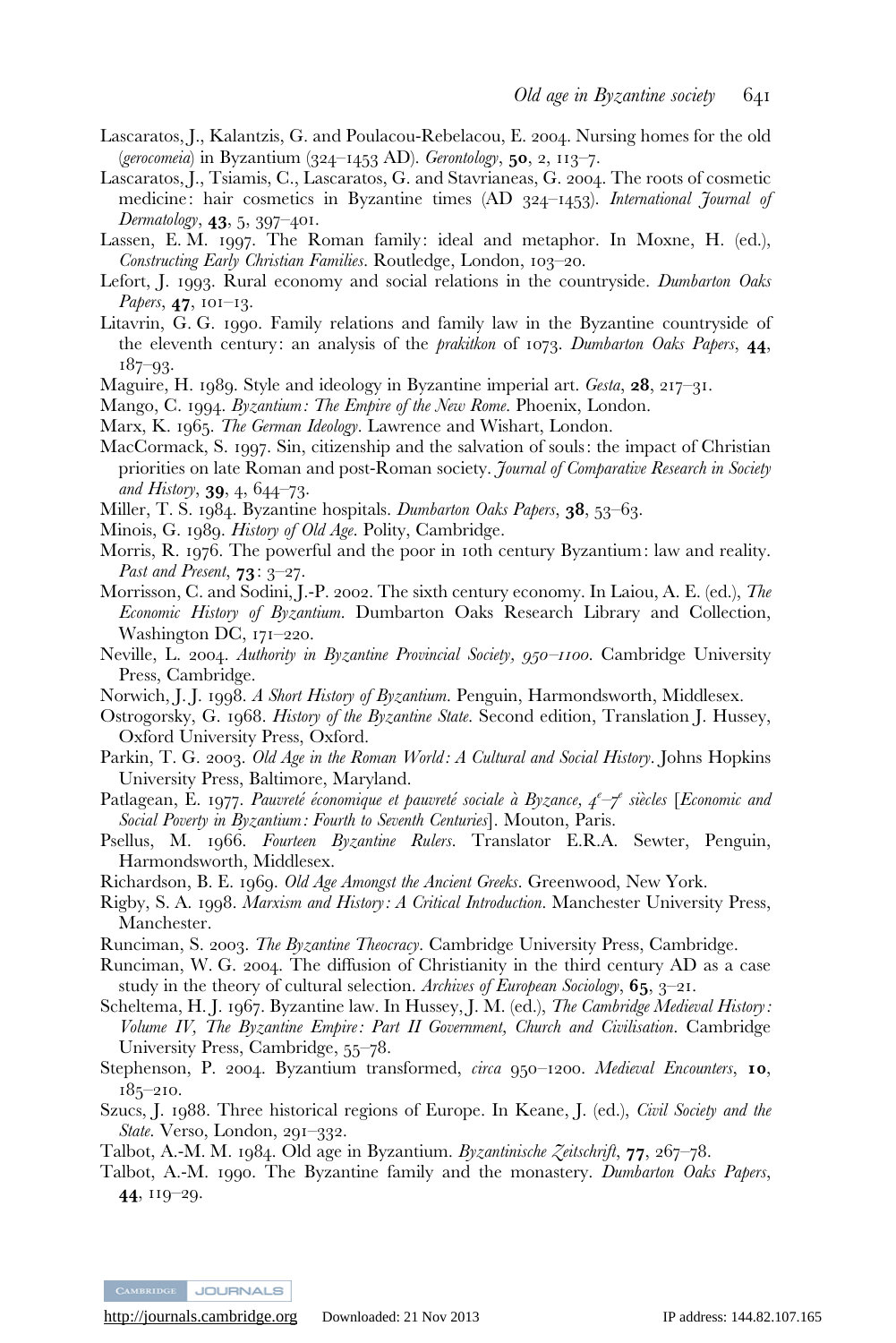Lascaratos, J., Kalantzis, G. and Poulacou-Rebelacou, E. 2004. Nursing homes for the old (*gerocomeia*) in Byzantium (324–1453 AD). *Gerontology*, **50**, 2, 113–7.

Lascaratos, J., Tsiamis, C., Lascaratos, G. and Stavrianeas, G. 2004. The roots of cosmetic medicine: hair cosmetics in Byzantine times (AD 324–1453). *International Journal of Dermatology*, **43**, 5, 397–401.

Lassen, E. M. 1997. The Roman family: ideal and metaphor. In Moxne, H. (ed.), *Constructing Early Christian Families*. Routledge, London, 103–20.

Lefort, J. 1993. Rural economy and social relations in the countryside. *Dumbarton Oaks Papers*, **47**, 101–13.

Litavrin, G. G. 1990. Family relations and family law in the Byzantine countryside of the eleventh century: an analysis of the *prakitkon* of 1073. *Dumbarton Oaks Papers*, **44**, 187–93.

Maguire, H. 1989. Style and ideology in Byzantine imperial art. *Gesta*, **28**, 217–31.

Mango, C. 1994. *Byzantium: The Empire of the New Rome*. Phoenix, London.

Marx, K. 1965. *The German Ideology*. Lawrence and Wishart, London.

MacCormack, S. 1997. Sin, citizenship and the salvation of souls: the impact of Christian priorities on late Roman and post-Roman society. *Journal of Comparative Research in Society and History*, **39**, 4, 644–73.

Miller, T. S. 1984. Byzantine hospitals. *Dumbarton Oaks Papers*, **38**, 53–63.

Minois, G. 1989. *History of Old Age*. Polity, Cambridge.

Morris, R. 1976. The powerful and the poor in 10th century Byzantium: law and reality. *Past and Present*, **73**: 3–27.

Morrisson, C. and Sodini, J.-P. 2002. The sixth century economy. In Laiou, A. E. (ed.), *The Economic History of Byzantium*. Dumbarton Oaks Research Library and Collection, Washington DC, 171–220.

Neville, L. 2004. *Authority in Byzantine Provincial Society, 950–1100*. Cambridge University Press, Cambridge.

Norwich, J. J. 1998. *A Short History of Byzantium*. Penguin, Harmondsworth, Middlesex.

Ostrogorsky, G. 1968. *History of the Byzantine State*. Second edition, Translation J. Hussey, Oxford University Press, Oxford.

Parkin, T. G. 2003. *Old Age in the Roman World: A Cultural and Social History*. Johns Hopkins University Press, Baltimore, Maryland.

Patlagean, E. 1977. *Pauvreté économique et pauvreté sociale à Byzance, 4e–7e siècles* [*Economic and Social Poverty in Byzantium: Fourth to Seventh Centuries*]. Mouton, Paris.

Psellus, M. 1966. *Fourteen Byzantine Rulers*. Translator E.R.A. Sewter, Penguin, Harmondsworth, Middlesex.

Richardson, B. E. 1969. *Old Age Amongst the Ancient Greeks*. Greenwood, New York.

Rigby, S. A. 1998. *Marxism and History: A Critical Introduction*. Manchester University Press, Manchester.

Runciman, S. 2003. *The Byzantine Theocracy*. Cambridge University Press, Cambridge.

Runciman, W. G. 2004. The diffusion of Christianity in the third century AD as a case study in the theory of cultural selection. *Archives of European Sociology*, **65**, 3–21.

Scheltema, H. J. 1967. Byzantine law. In Hussey, J. M. (ed.), *The Cambridge Medieval History: Volume IV, The Byzantine Empire: Part II Government, Church and Civilisation*. Cambridge University Press, Cambridge, 55–78.

Stephenson, P. 2004. Byzantium transformed, *circa* 950–1200. *Medieval Encounters*, **10**, 185–210.

Szucs, J. 1988. Three historical regions of Europe. In Keane, J. (ed.), *Civil Society and the State*. Verso, London, 291–332.

Talbot, A.-M. M. 1984. Old age in Byzantium. *Byzantinische Zeitschrift*, **77**, 267–78.

Talbot, A.-M. 1990. The Byzantine family and the monastery. *Dumbarton Oaks Papers*, **44**, 119–29.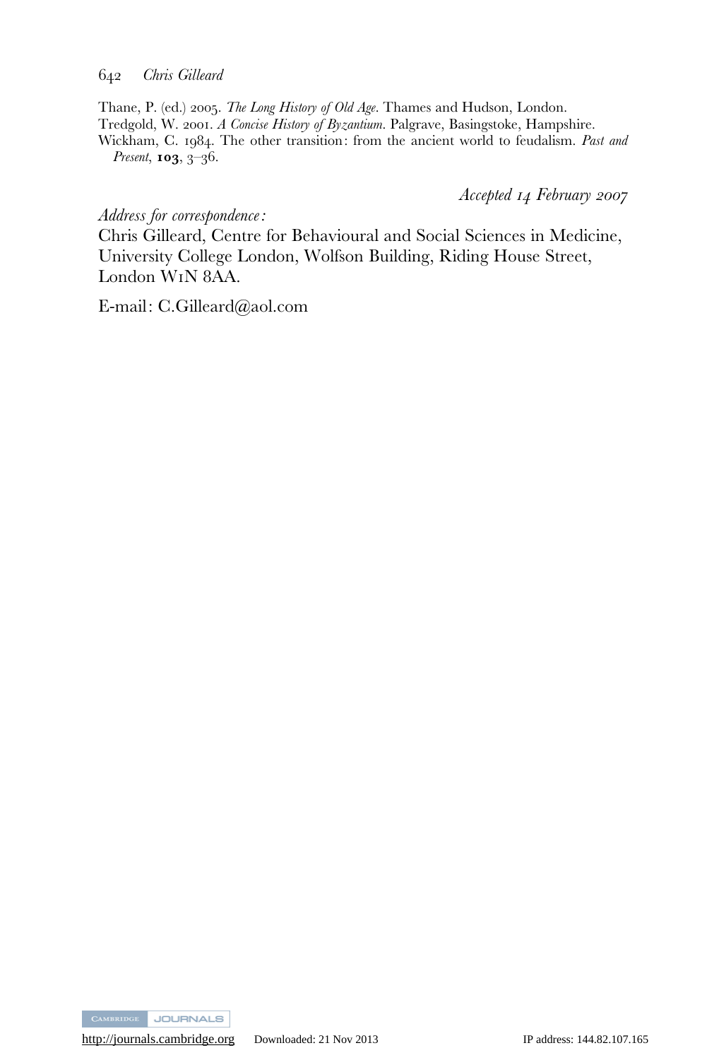Thane, P. (ed.) 2005. *The Long History of Old Age*. Thames and Hudson, London.

Tredgold, W. 2001. *A Concise History of Byzantium*. Palgrave, Basingstoke, Hampshire.

Wickham, C. 1984. The other transition: from the ancient world to feudalism. *Past and Present*, **103**, 3–36.

*Accepted 14 February 2007*

*Address for correspondence:*

Chris Gilleard, Centre for Behavioural and Social Sciences in Medicine, University College London, Wolfson Building, Riding House Street, London W1N 8AA.

E-mail: C.Gilleard@aol.com